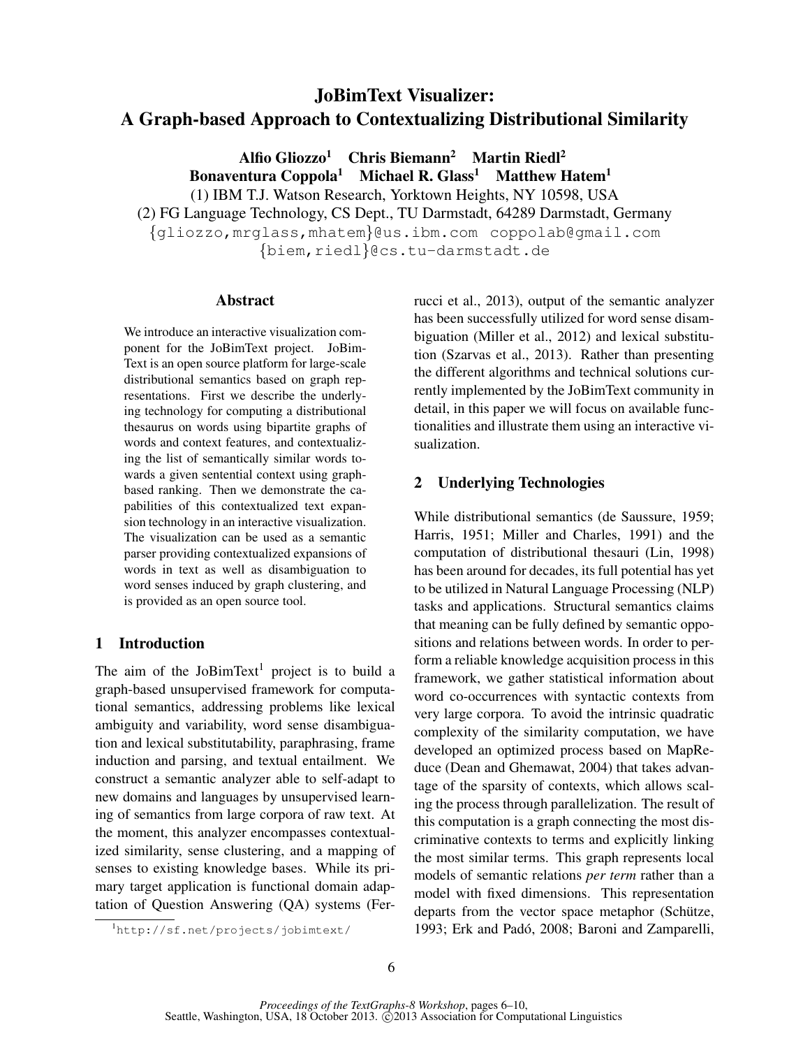# JoBimText Visualizer: A Graph-based Approach to Contextualizing Distributional Similarity

**Alfio Gliozzo[1] Chris Biemann[2] Martin Riedl[2]**
**Bonaventura Coppola[1] Michael R. Glass[1] Matthew Hatem[1]**

(1) IBM T.J. Watson Research, Yorktown Heights, NY 10598, USA
(2) FG Language Technology, CS Dept., TU Darmstadt, 64289 Darmstadt, Germany

{gliozzo,mrglass,mhatem}@us.ibm.com coppolab@gmail.com
{biem,riedl}@cs.tu-darmstadt.de

## Abstract

We introduce an interactive visualization component for the JoBimText project. JoBimText is an open source platform for large-scale distributional semantics based on graph representations. First we describe the underlying technology for computing a distributional thesaurus on words using bipartite graphs of words and context features, and contextualizing the list of semantically similar words towards a given sentential context using graph-based ranking. Then we demonstrate the capabilities of this contextualized text expansion technology in an interactive visualization. The visualization can be used as a semantic parser providing contextualized expansions of words in text as well as disambiguation to word senses induced by graph clustering, and is provided as an open source tool.

## 1 Introduction

The aim of the JoBimText[1] project is to build a graph-based unsupervised framework for computational semantics, addressing problems like lexical ambiguity and variability, word sense disambiguation and lexical substitutability, paraphrasing, frame induction and parsing, and textual entailment. We construct a semantic analyzer able to self-adapt to new domains and languages by unsupervised learning of semantics from large corpora of raw text. At the moment, this analyzer encompasses contextualized similarity, sense clustering, and a mapping of senses to existing knowledge bases. While its primary target application is functional domain adaptation of Question Answering (QA) systems (Ferrucci et al., 2013), output of the semantic analyzer has been successfully utilized for word sense disambiguation (Miller et al., 2012) and lexical substitution (Szarvas et al., 2013). Rather than presenting the different algorithms and technical solutions currently implemented by the JoBimText community in detail, in this paper we will focus on available functionalities and illustrate them using an interactive visualization.

[1] http://sf.net/projects/jobimtext/

## 2 Underlying Technologies

While distributional semantics (de Saussure, 1959; Harris, 1951; Miller and Charles, 1991) and the computation of distributional thesauri (Lin, 1998) has been around for decades, its full potential has yet to be utilized in Natural Language Processing (NLP) tasks and applications. Structural semantics claims that meaning can be fully defined by semantic oppositions and relations between words. In order to perform a reliable knowledge acquisition process in this framework, we gather statistical information about word co-occurrences with syntactic contexts from very large corpora. To avoid the intrinsic quadratic complexity of the similarity computation, we have developed an optimized process based on MapReduce (Dean and Ghemawat, 2004) that takes advantage of the sparsity of contexts, which allows scaling the process through parallelization. The result of this computation is a graph connecting the most discriminative contexts to terms and explicitly linking the most similar terms. This graph represents local models of semantic relations *per term* rather than a model with fixed dimensions. This representation departs from the vector space metaphor (Schütze, 1993; Erk and Padó, 2008; Baroni and Zamparelli,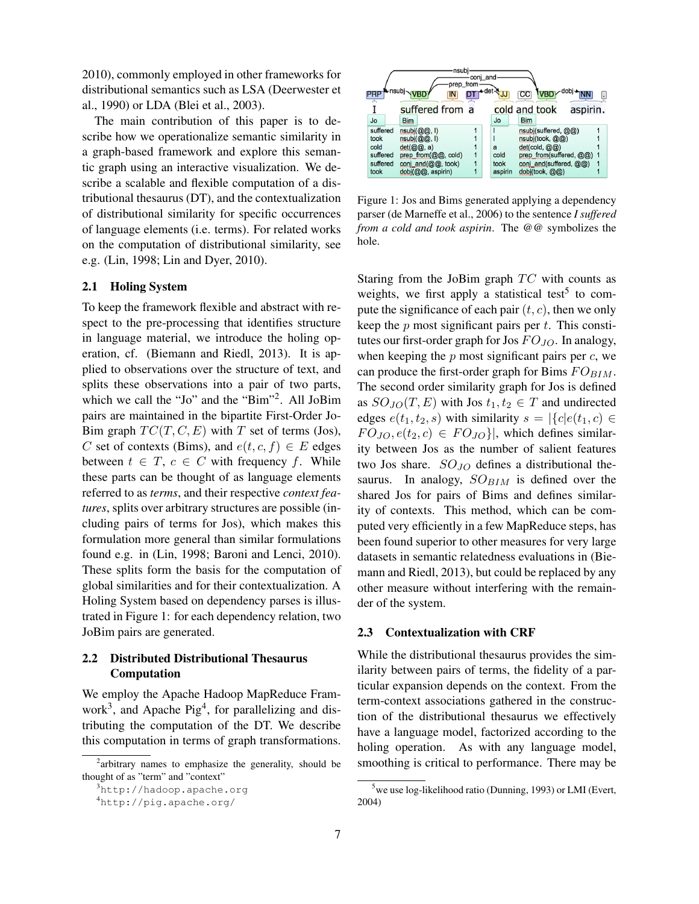2010), commonly employed in other frameworks for distributional semantics such as LSA (Deerwester et al., 1990) or LDA (Blei et al., 2003).

The main contribution of this paper is to describe how we operationalize semantic similarity in a graph-based framework and explore this semantic graph using an interactive visualization. We describe a scalable and flexible computation of a distributional thesaurus (DT), and the contextualization of distributional similarity for specific occurrences of language elements (i.e. terms). For related works on the computation of distributional similarity, see e.g. (Lin, 1998; Lin and Dyer, 2010).

### 2.1 Holing System

To keep the framework flexible and abstract with respect to the pre-processing that identifies structure in language material, we introduce the holing operation, cf. (Biemann and Riedl, 2013). It is applied to observations over the structure of text, and splits these observations into a pair of two parts, which we call the "Jo" and the "Bim"[2]. All JoBim pairs are maintained in the bipartite First-Order JoBim graph $TC(T, C, E)$ with $T$ set of terms (Jos), $C$ set of contexts (Bims), and $e(t, c, f) \in E$ edges between $t \in T$, $c \in C$ with frequency $f$. While these parts can be thought of as language elements referred to as *terms*, and their respective *context features*, splits over arbitrary structures are possible (including pairs of terms for Jos), which makes this formulation more general than similar formulations found e.g. in (Lin, 1998; Baroni and Lenci, 2010). These splits form the basis for the computation of global similarities and for their contextualization. A Holing System based on dependency parses is illustrated in Figure 1: for each dependency relation, two JoBim pairs are generated.

### 2.2 Distributed Distributional Thesaurus Computation

We employ the Apache Hadoop MapReduce Framework[3], and Apache Pig[4], for parallelizing and distributing the computation of the DT. We describe this computation in terms of graph transformations.

[2] arbitrary names to emphasize the generality, should be thought of as "term" and "context"

[3] http://hadoop.apache.org

[4] http://pig.apache.org/

I suffered from a cold and took aspirin.

| Jo | Bim | |
|---|---|---|
| suffered | nsubj(@@, I) | 1 |
| took | nsubj(@@, I) | 1 |
| cold | det(@@, a) | 1 |
| suffered | prep_from(@@, cold) | 1 |
| suffered | conj_and(@@, took) | 1 |
| took | dobj(@@, aspirin) | 1 |

| Jo | Bim | |
|---|---|---|
| I | nsubj(suffered, @@) | 1 |
| I | nsubj(took, @@) | 1 |
| a | det(cold, @@) | 1 |
| cold | prep_from(suffered, @@) | 1 |
| took | conj_and(suffered, @@) | 1 |
| aspirin | dobj(took, @@) | 1 |

Figure 1: Jos and Bims generated applying a dependency parser (de Marneffe et al., 2006) to the sentence *I suffered from a cold and took aspirin*. The @@ symbolizes the hole.

Staring from the JoBim graph $TC$ with counts as weights, we first apply a statistical test[5] to compute the significance of each pair $(t, c)$, then we only keep the $p$ most significant pairs per $t$. This constitutes our first-order graph for Jos $FO_{JO}$. In analogy, when keeping the $p$ most significant pairs per $c$, we can produce the first-order graph for Bims $FO_{BIM}$. The second order similarity graph for Jos is defined as $SO_{JO}(T, E)$ with Jos $t_1, t_2 \in T$ and undirected edges $e(t_1, t_2, s)$ with similarity $s = |\{c|e(t_1, c) \in FO_{JO}, e(t_2, c) \in FO_{JO}\}|$, which defines similarity between Jos as the number of salient features two Jos share. $SO_{JO}$ defines a distributional thesaurus. In analogy, $SO_{BIM}$ is defined over the shared Jos for pairs of Bims and defines similarity of contexts. This method, which can be computed very efficiently in a few MapReduce steps, has been found superior to other measures for very large datasets in semantic relatedness evaluations in (Biemann and Riedl, 2013), but could be replaced by any other measure without interfering with the remainder of the system.

### 2.3 Contextualization with CRF

While the distributional thesaurus provides the similarity between pairs of terms, the fidelity of a particular expansion depends on the context. From the term-context associations gathered in the construction of the distributional thesaurus we effectively have a language model, factorized according to the holing operation. As with any language model, smoothing is critical to performance. There may be

[5] we use log-likelihood ratio (Dunning, 1993) or LMI (Evert, 2004)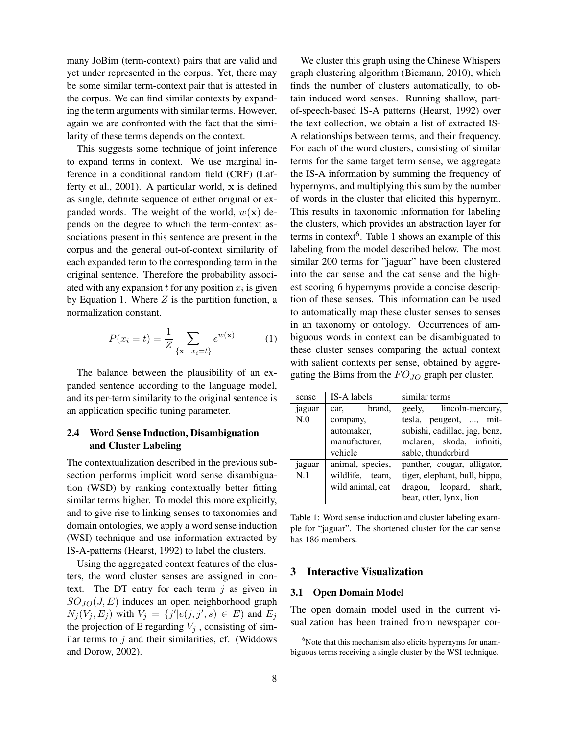many JoBim (term-context) pairs that are valid and yet under represented in the corpus. Yet, there may be some similar term-context pair that is attested in the corpus. We can find similar contexts by expanding the term arguments with similar terms. However, again we are confronted with the fact that the similarity of these terms depends on the context.

This suggests some technique of joint inference to expand terms in context. We use marginal inference in a conditional random field (CRF) (Lafferty et al., 2001). A particular world, $\mathbf{x}$ is defined as single, definite sequence of either original or expanded words. The weight of the world, $w(\mathbf{x})$ depends on the degree to which the term-context associations present in this sentence are present in the corpus and the general out-of-context similarity of each expanded term to the corresponding term in the original sentence. Therefore the probability associated with any expansion $t$ for any position $x_i$ is given by Equation 1. Where $Z$ is the partition function, a normalization constant.

$$P(x_i = t) = \frac{1}{Z} \sum_{\{\mathbf{x} \mid x_i = t\}} e^{w(\mathbf{x})} \tag{1}$$

The balance between the plausibility of an expanded sentence according to the language model, and its per-term similarity to the original sentence is an application specific tuning parameter.

### 2.4 Word Sense Induction, Disambiguation and Cluster Labeling

The contextualization described in the previous subsection performs implicit word sense disambiguation (WSD) by ranking contextually better fitting similar terms higher. To model this more explicitly, and to give rise to linking senses to taxonomies and domain ontologies, we apply a word sense induction (WSI) technique and use information extracted by IS-A-patterns (Hearst, 1992) to label the clusters.

Using the aggregated context features of the clusters, the word cluster senses are assigned in context. The DT entry for each term $j$ as given in $SO_{JO}(J, E)$ induces an open neighborhood graph $N_j(V_j, E_j)$ with $V_j = \{j' | e(j, j', s) \in E\}$ and $E_j$ the projection of E regarding $V_j$, consisting of similar terms to $j$ and their similarities, cf. (Widdows and Dorow, 2002).

We cluster this graph using the Chinese Whispers graph clustering algorithm (Biemann, 2010), which finds the number of clusters automatically, to obtain induced word senses. Running shallow, part-of-speech-based IS-A patterns (Hearst, 1992) over the text collection, we obtain a list of extracted IS-A relationships between terms, and their frequency. For each of the word clusters, consisting of similar terms for the same target term sense, we aggregate the IS-A information by summing the frequency of hypernyms, and multiplying this sum by the number of words in the cluster that elicited this hypernym. This results in taxonomic information for labeling the clusters, which provides an abstraction layer for terms in context[6]. Table 1 shows an example of this labeling from the model described below. The most similar 200 terms for "jaguar" have been clustered into the car sense and the cat sense and the highest scoring 6 hypernyms provide a concise description of these senses. This information can be used to automatically map these cluster senses to senses in an taxonomy or ontology. Occurrences of ambiguous words in context can be disambiguated to these cluster senses comparing the actual context with salient contexts per sense, obtained by aggregating the Bims from the $FO_{JO}$ graph per cluster.

| sense | IS-A labels | similar terms |
|---|---|---|
| jaguar N.0 | car, brand, company, automaker, manufacturer, vehicle | geely, lincoln-mercury, tesla, peugeot, ..., mitsubishi, cadillac, jag, benz, mclaren, skoda, infiniti, sable, thunderbird |
| jaguar N.1 | animal, species, wildlife, team, wild animal, cat | panther, cougar, alligator, tiger, elephant, bull, hippo, dragon, leopard, shark, bear, otter, lynx, lion |

Table 1: Word sense induction and cluster labeling example for "jaguar". The shortened cluster for the car sense has 186 members.

## 3 Interactive Visualization

### 3.1 Open Domain Model

The open domain model used in the current visualization has been trained from newspaper cor-

[6] Note that this mechanism also elicits hypernyms for unambiguous terms receiving a single cluster by the WSI technique.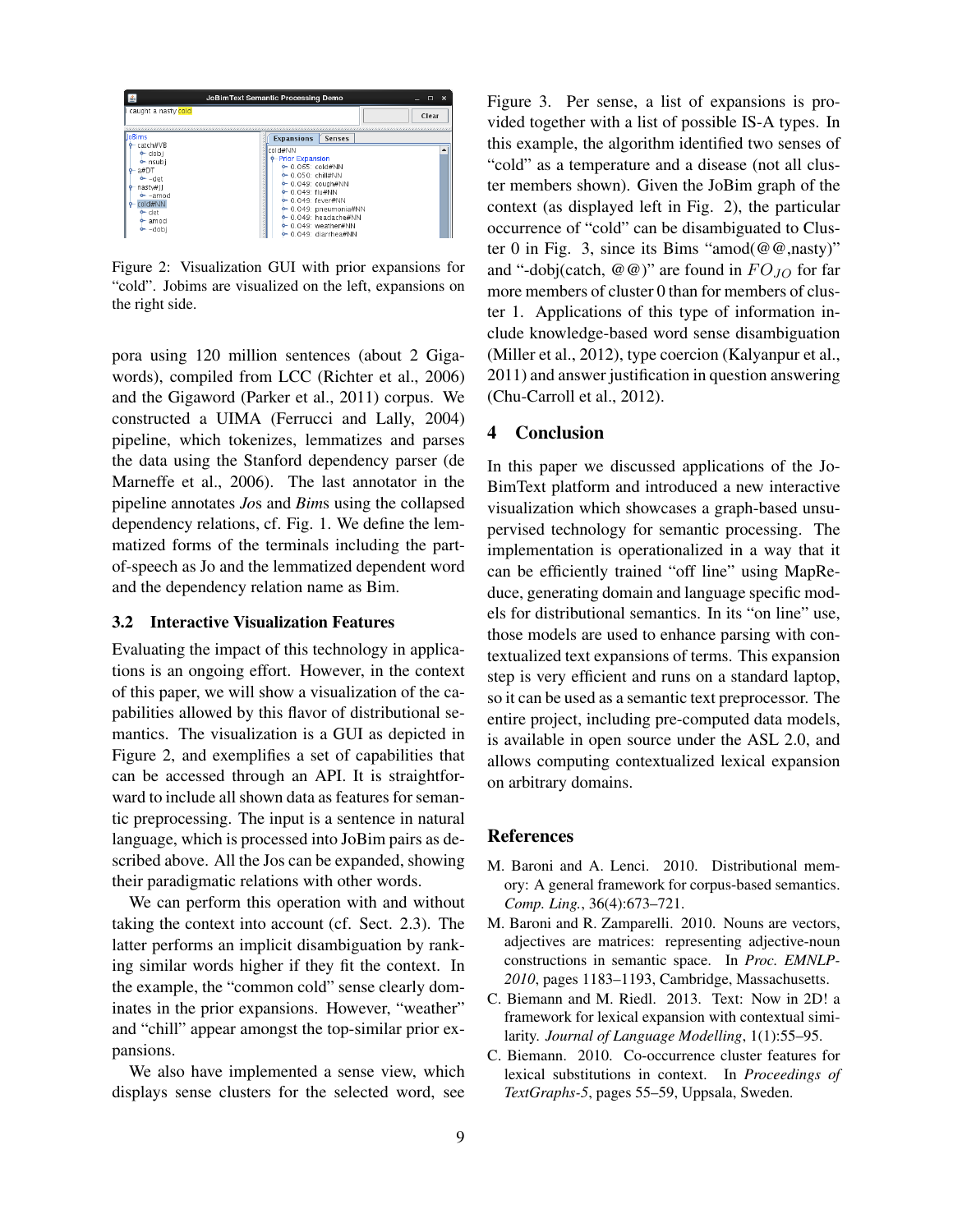Figure 2: Visualization GUI with prior expansions for "cold". Jobims are visualized on the left, expansions on the right side.

pora using 120 million sentences (about 2 Gigawords), compiled from LCC (Richter et al., 2006) and the Gigaword (Parker et al., 2011) corpus. We constructed a UIMA (Ferrucci and Lally, 2004) pipeline, which tokenizes, lemmatizes and parses the data using the Stanford dependency parser (de Marneffe et al., 2006). The last annotator in the pipeline annotates *Jo*s and *Bim*s using the collapsed dependency relations, cf. Fig. 1. We define the lemmatized forms of the terminals including the part-of-speech as Jo and the lemmatized dependent word and the dependency relation name as Bim.

### 3.2 Interactive Visualization Features

Evaluating the impact of this technology in applications is an ongoing effort. However, in the context of this paper, we will show a visualization of the capabilities allowed by this flavor of distributional semantics. The visualization is a GUI as depicted in Figure 2, and exemplifies a set of capabilities that can be accessed through an API. It is straightforward to include all shown data as features for semantic preprocessing. The input is a sentence in natural language, which is processed into JoBim pairs as described above. All the Jos can be expanded, showing their paradigmatic relations with other words.

We can perform this operation with and without taking the context into account (cf. Sect. 2.3). The latter performs an implicit disambiguation by ranking similar words higher if they fit the context. In the example, the "common cold" sense clearly dominates in the prior expansions. However, "weather" and "chill" appear amongst the top-similar prior expansions.

We also have implemented a sense view, which displays sense clusters for the selected word, see Figure 3. Per sense, a list of expansions is provided together with a list of possible IS-A types. In this example, the algorithm identified two senses of "cold" as a temperature and a disease (not all cluster members shown). Given the JoBim graph of the context (as displayed left in Fig. 2), the particular occurrence of "cold" can be disambiguated to Cluster 0 in Fig. 3, since its Bims "amod(@@,nasty)" and "-dobj(catch, @@)" are found in $FO_{JO}$ for far more members of cluster 0 than for members of cluster 1. Applications of this type of information include knowledge-based word sense disambiguation (Miller et al., 2012), type coercion (Kalyanpur et al., 2011) and answer justification in question answering (Chu-Carroll et al., 2012).

## 4 Conclusion

In this paper we discussed applications of the JoBimText platform and introduced a new interactive visualization which showcases a graph-based unsupervised technology for semantic processing. The implementation is operationalized in a way that it can be efficiently trained "off line" using MapReduce, generating domain and language specific models for distributional semantics. In its "on line" use, those models are used to enhance parsing with contextualized text expansions of terms. This expansion step is very efficient and runs on a standard laptop, so it can be used as a semantic text preprocessor. The entire project, including pre-computed data models, is available in open source under the ASL 2.0, and allows computing contextualized lexical expansion on arbitrary domains.

## References

M. Baroni and A. Lenci. 2010. Distributional memory: A general framework for corpus-based semantics. *Comp. Ling.*, 36(4):673–721.

M. Baroni and R. Zamparelli. 2010. Nouns are vectors, adjectives are matrices: representing adjective-noun constructions in semantic space. In *Proc. EMNLP-2010*, pages 1183–1193, Cambridge, Massachusetts.

C. Biemann and M. Riedl. 2013. Text: Now in 2D! a framework for lexical expansion with contextual similarity. *Journal of Language Modelling*, 1(1):55–95.

C. Biemann. 2010. Co-occurrence cluster features for lexical substitutions in context. In *Proceedings of TextGraphs-5*, pages 55–59, Uppsala, Sweden.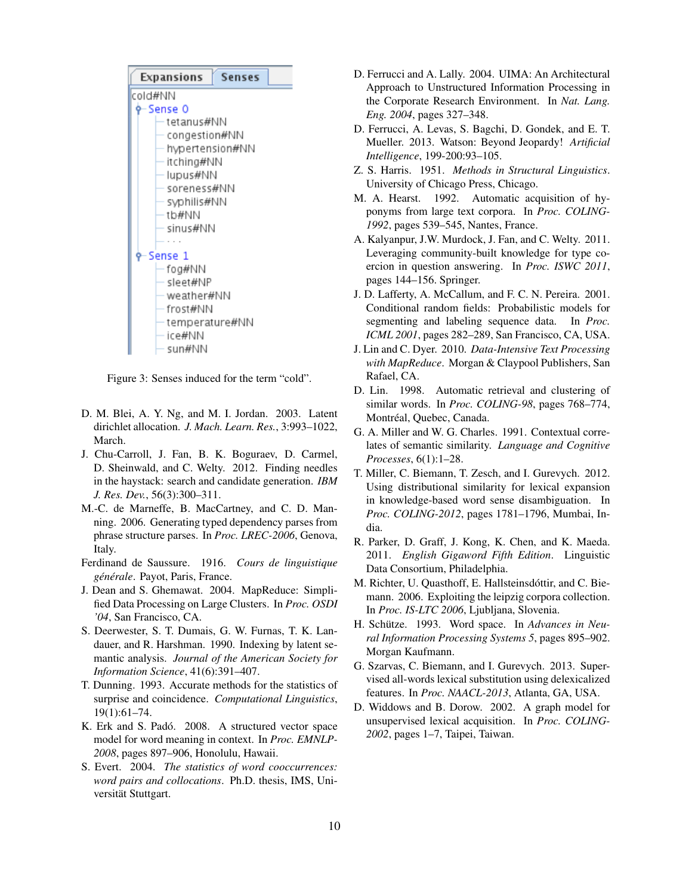Expansions | Senses

cold#NN
Sense 0
tetanus#NN
congestion#NN
hypertension#NN
itching#NN
lupus#NN
soreness#NN
syphilis#NN
tb#NN
sinus#NN
...
Sense 1
fog#NN
sleet#NP
weather#NN
frost#NN
temperature#NN
ice#NN
sun#NN

Figure 3: Senses induced for the term "cold".

D. M. Blei, A. Y. Ng, and M. I. Jordan. 2003. Latent dirichlet allocation. *J. Mach. Learn. Res.*, 3:993–1022, March.

J. Chu-Carroll, J. Fan, B. K. Boguraev, D. Carmel, D. Sheinwald, and C. Welty. 2012. Finding needles in the haystack: search and candidate generation. *IBM J. Res. Dev.*, 56(3):300–311.

M.-C. de Marneffe, B. MacCartney, and C. D. Manning. 2006. Generating typed dependency parses from phrase structure parses. In *Proc. LREC-2006*, Genova, Italy.

Ferdinand de Saussure. 1916. *Cours de linguistique générale*. Payot, Paris, France.

J. Dean and S. Ghemawat. 2004. MapReduce: Simplified Data Processing on Large Clusters. In *Proc. OSDI '04*, San Francisco, CA.

S. Deerwester, S. T. Dumais, G. W. Furnas, T. K. Landauer, and R. Harshman. 1990. Indexing by latent semantic analysis. *Journal of the American Society for Information Science*, 41(6):391–407.

T. Dunning. 1993. Accurate methods for the statistics of surprise and coincidence. *Computational Linguistics*, 19(1):61–74.

K. Erk and S. Padó. 2008. A structured vector space model for word meaning in context. In *Proc. EMNLP-2008*, pages 897–906, Honolulu, Hawaii.

S. Evert. 2004. *The statistics of word cooccurrences: word pairs and collocations*. Ph.D. thesis, IMS, Universität Stuttgart.

D. Ferrucci and A. Lally. 2004. UIMA: An Architectural Approach to Unstructured Information Processing in the Corporate Research Environment. In *Nat. Lang. Eng. 2004*, pages 327–348.

D. Ferrucci, A. Levas, S. Bagchi, D. Gondek, and E. T. Mueller. 2013. Watson: Beyond Jeopardy! *Artificial Intelligence*, 199-200:93–105.

Z. S. Harris. 1951. *Methods in Structural Linguistics*. University of Chicago Press, Chicago.

M. A. Hearst. 1992. Automatic acquisition of hyponyms from large text corpora. In *Proc. COLING-1992*, pages 539–545, Nantes, France.

A. Kalyanpur, J.W. Murdock, J. Fan, and C. Welty. 2011. Leveraging community-built knowledge for type coercion in question answering. In *Proc. ISWC 2011*, pages 144–156. Springer.

J. D. Lafferty, A. McCallum, and F. C. N. Pereira. 2001. Conditional random fields: Probabilistic models for segmenting and labeling sequence data. In *Proc. ICML 2001*, pages 282–289, San Francisco, CA, USA.

J. Lin and C. Dyer. 2010. *Data-Intensive Text Processing with MapReduce*. Morgan & Claypool Publishers, San Rafael, CA.

D. Lin. 1998. Automatic retrieval and clustering of similar words. In *Proc. COLING-98*, pages 768–774, Montréal, Quebec, Canada.

G. A. Miller and W. G. Charles. 1991. Contextual correlates of semantic similarity. *Language and Cognitive Processes*, 6(1):1–28.

T. Miller, C. Biemann, T. Zesch, and I. Gurevych. 2012. Using distributional similarity for lexical expansion in knowledge-based word sense disambiguation. In *Proc. COLING-2012*, pages 1781–1796, Mumbai, India.

R. Parker, D. Graff, J. Kong, K. Chen, and K. Maeda. 2011. *English Gigaword Fifth Edition*. Linguistic Data Consortium, Philadelphia.

M. Richter, U. Quasthoff, E. Hallsteinsdóttir, and C. Biemann. 2006. Exploiting the leipzig corpora collection. In *Proc. IS-LTC 2006*, Ljubljana, Slovenia.

H. Schütze. 1993. Word space. In *Advances in Neural Information Processing Systems 5*, pages 895–902. Morgan Kaufmann.

G. Szarvas, C. Biemann, and I. Gurevych. 2013. Supervised all-words lexical substitution using delexicalized features. In *Proc. NAACL-2013*, Atlanta, GA, USA.

D. Widdows and B. Dorow. 2002. A graph model for unsupervised lexical acquisition. In *Proc. COLING-2002*, pages 1–7, Taipei, Taiwan.